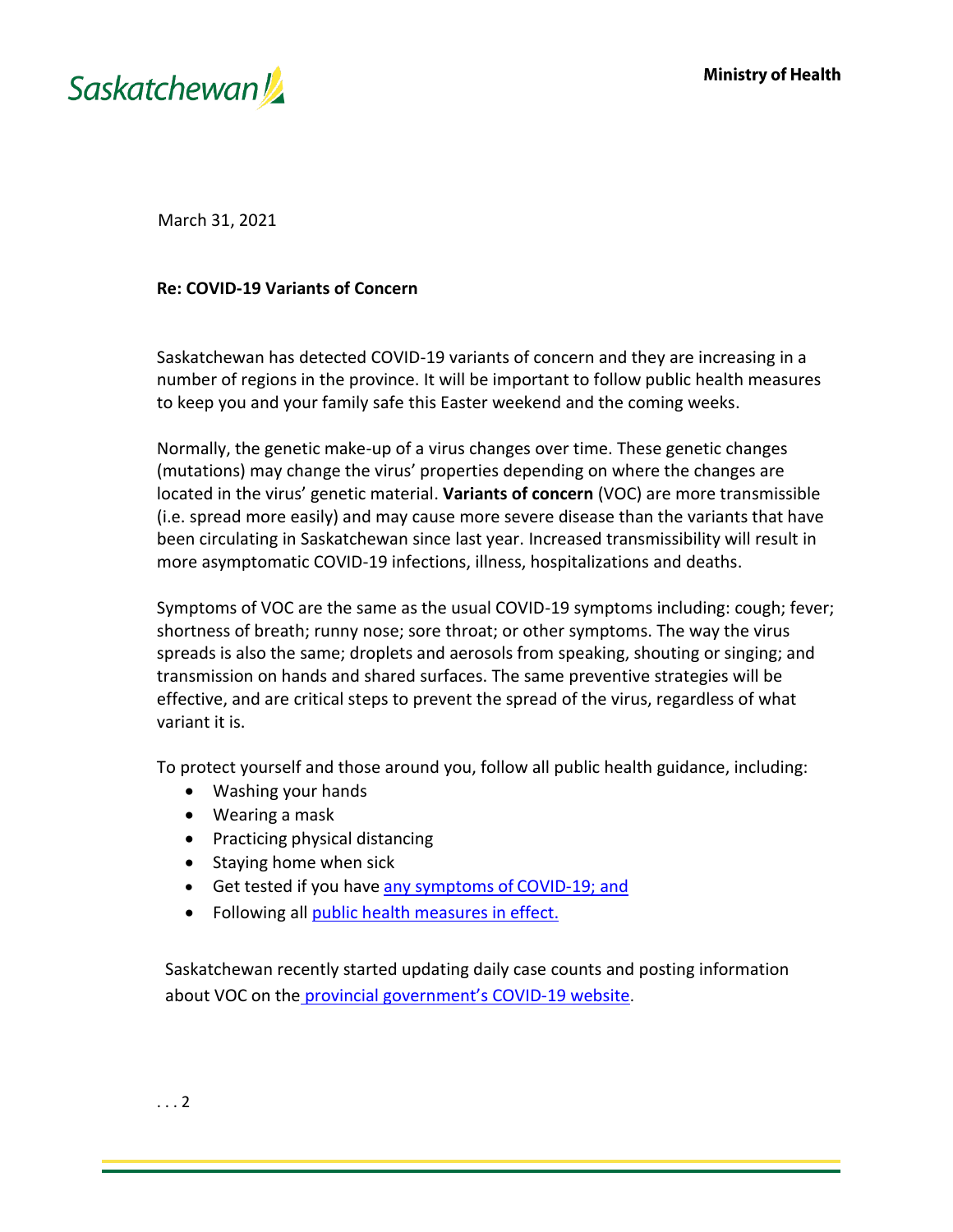Saskatchewan

**Ministry of Health**

March 31, 2021

**Re: COVID-19 Variants of Concern**

Saskatchewan has detected COVID-19 variants of concern and they are increasing in a number of regions in the province. It will be important to follow public health measures to keep you and your family safe this Easter weekend and the coming weeks.

Normally, the genetic make-up of a virus changes over time. These genetic changes (mutations) may change the virus' properties depending on where the changes are located in the virus' genetic material. **Variants of concern** (VOC) are more transmissible (i.e. spread more easily) and may cause more severe disease than the variants that have been circulating in Saskatchewan since last year. Increased transmissibility will result in more asymptomatic COVID-19 infections, illness, hospitalizations and deaths.

Symptoms of VOC are the same as the usual COVID-19 symptoms including: cough; fever; shortness of breath; runny nose; sore throat; or other symptoms. The way the virus spreads is also the same; droplets and aerosols from speaking, shouting or singing; and transmission on hands and shared surfaces. The same preventive strategies will be effective, and are critical steps to prevent the spread of the virus, regardless of what variant it is.

To protect yourself and those around you, follow all public health guidance, including:

- Washing your hands
- Wearing a mask
- Practicing physical distancing
- Staying home when sick
- Get tested if you have any symptoms of COVID-19; and
- Following all public health measures in effect.

Saskatchewan recently started updating daily case counts and posting information about VOC on the provincial government's COVID-19 website.

. . . 2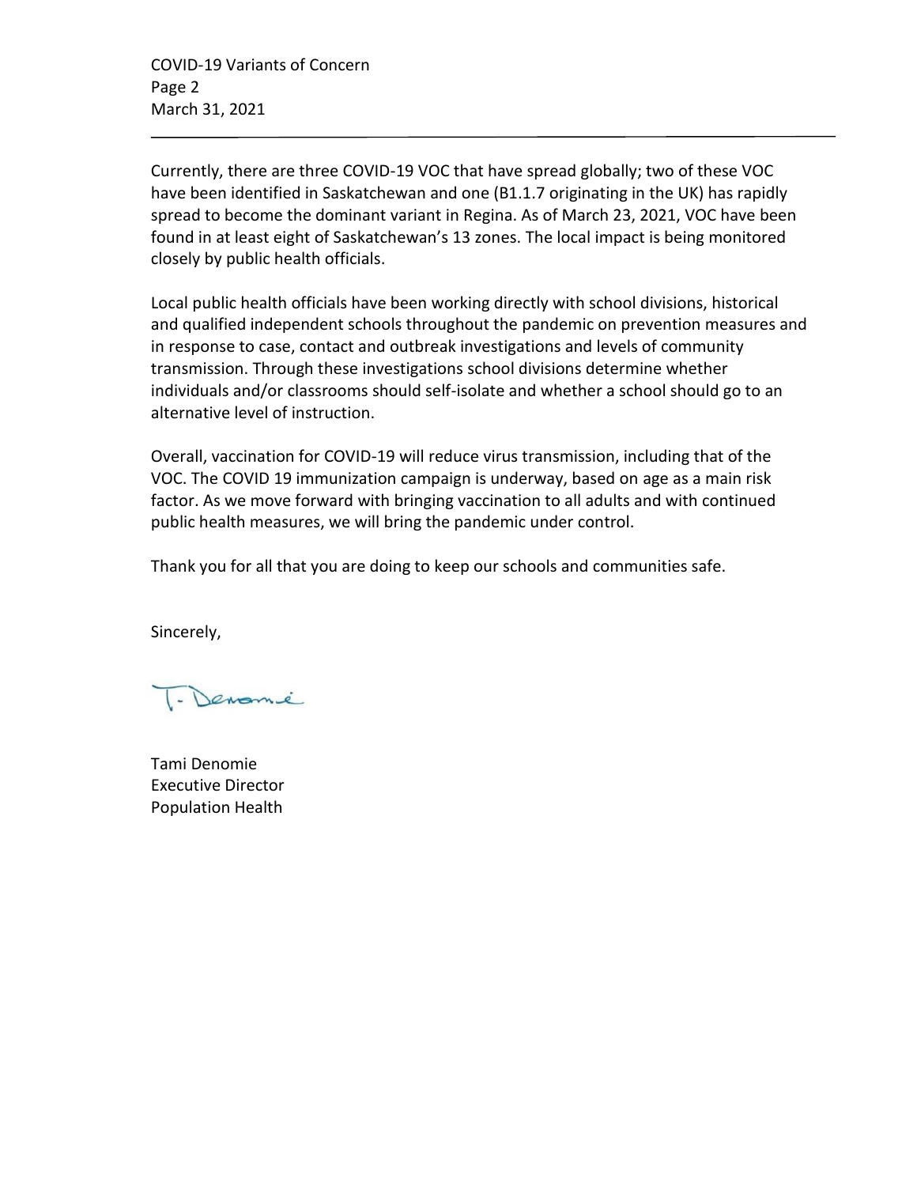Currently, there are three COVID-19 VOC that have spread globally; two of these VOC have been identified in Saskatchewan and one (B1.1.7 originating in the UK) has rapidly spread to become the dominant variant in Regina. As of March 23, 2021, VOC have been found in at least eight of Saskatchewan's 13 zones. The local impact is being monitored closely by public health officials.

Local public health officials have been working directly with school divisions, historical and qualified independent schools throughout the pandemic on prevention measures and in response to case, contact and outbreak investigations and levels of community transmission. Through these investigations school divisions determine whether individuals and/or classrooms should self-isolate and whether a school should go to an alternative level of instruction.

Overall, vaccination for COVID-19 will reduce virus transmission, including that of the VOC. The COVID 19 immunization campaign is underway, based on age as a main risk factor. As we move forward with bringing vaccination to all adults and with continued public health measures, we will bring the pandemic under control.

Thank you for all that you are doing to keep our schools and communities safe.

Sincerely,

T. Denomie

Tami Denomie
Executive Director
Population Health